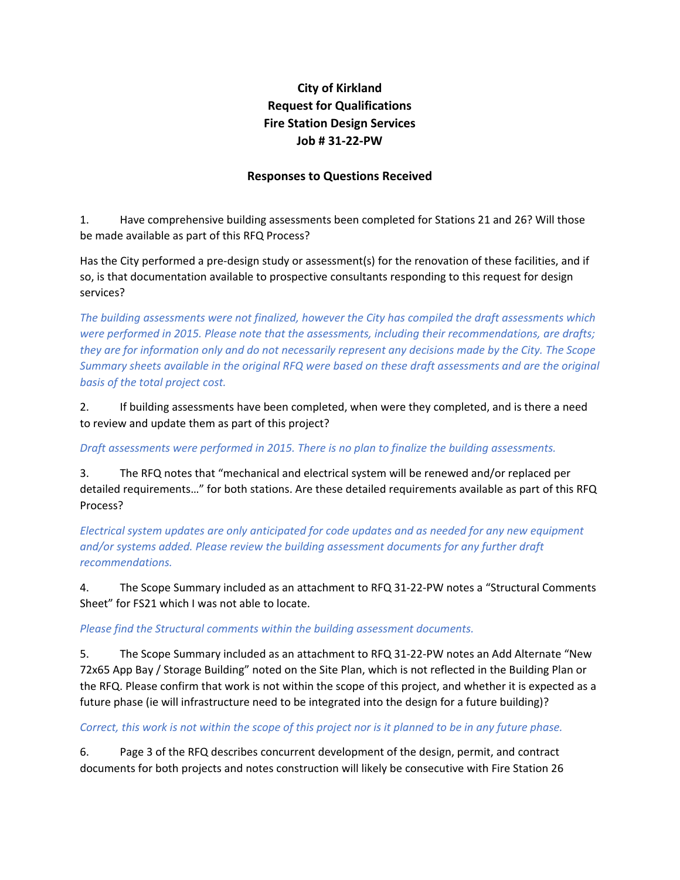# City of Kirkland
# Request for Qualifications
# Fire Station Design Services
# Job # 31-22-PW

## Responses to Questions Received

1. Have comprehensive building assessments been completed for Stations 21 and 26? Will those be made available as part of this RFQ Process?

Has the City performed a pre-design study or assessment(s) for the renovation of these facilities, and if so, is that documentation available to prospective consultants responding to this request for design services?

*The building assessments were not finalized, however the City has compiled the draft assessments which were performed in 2015. Please note that the assessments, including their recommendations, are drafts; they are for information only and do not necessarily represent any decisions made by the City. The Scope Summary sheets available in the original RFQ were based on these draft assessments and are the original basis of the total project cost.*

2. If building assessments have been completed, when were they completed, and is there a need to review and update them as part of this project?

*Draft assessments were performed in 2015. There is no plan to finalize the building assessments.*

3. The RFQ notes that "mechanical and electrical system will be renewed and/or replaced per detailed requirements…" for both stations. Are these detailed requirements available as part of this RFQ Process?

*Electrical system updates are only anticipated for code updates and as needed for any new equipment and/or systems added. Please review the building assessment documents for any further draft recommendations.*

4. The Scope Summary included as an attachment to RFQ 31-22-PW notes a "Structural Comments Sheet" for FS21 which I was not able to locate.

*Please find the Structural comments within the building assessment documents.*

5. The Scope Summary included as an attachment to RFQ 31-22-PW notes an Add Alternate "New 72x65 App Bay / Storage Building" noted on the Site Plan, which is not reflected in the Building Plan or the RFQ. Please confirm that work is not within the scope of this project, and whether it is expected as a future phase (ie will infrastructure need to be integrated into the design for a future building)?

*Correct, this work is not within the scope of this project nor is it planned to be in any future phase.*

6. Page 3 of the RFQ describes concurrent development of the design, permit, and contract documents for both projects and notes construction will likely be consecutive with Fire Station 26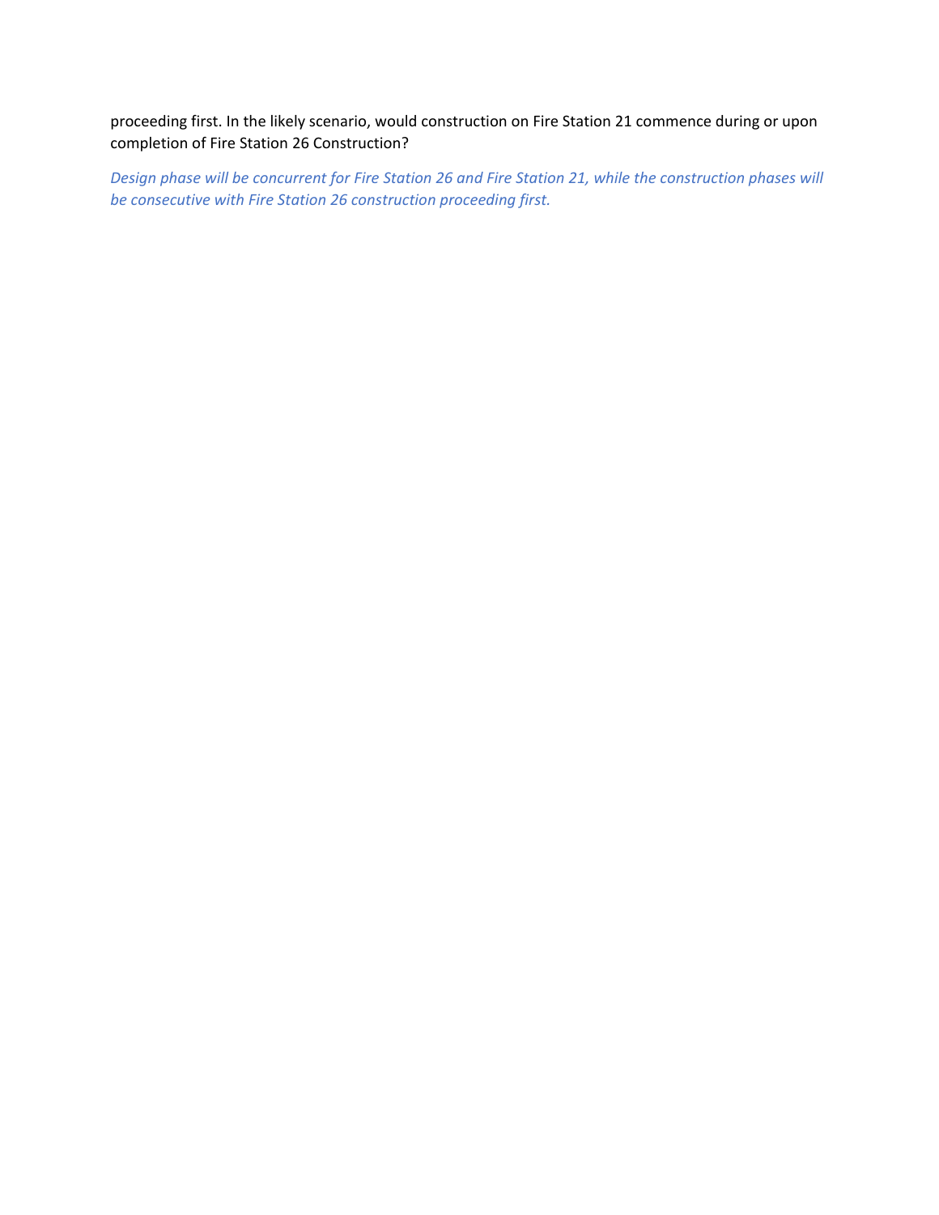proceeding first. In the likely scenario, would construction on Fire Station 21 commence during or upon completion of Fire Station 26 Construction?

*Design phase will be concurrent for Fire Station 26 and Fire Station 21, while the construction phases will be consecutive with Fire Station 26 construction proceeding first.*